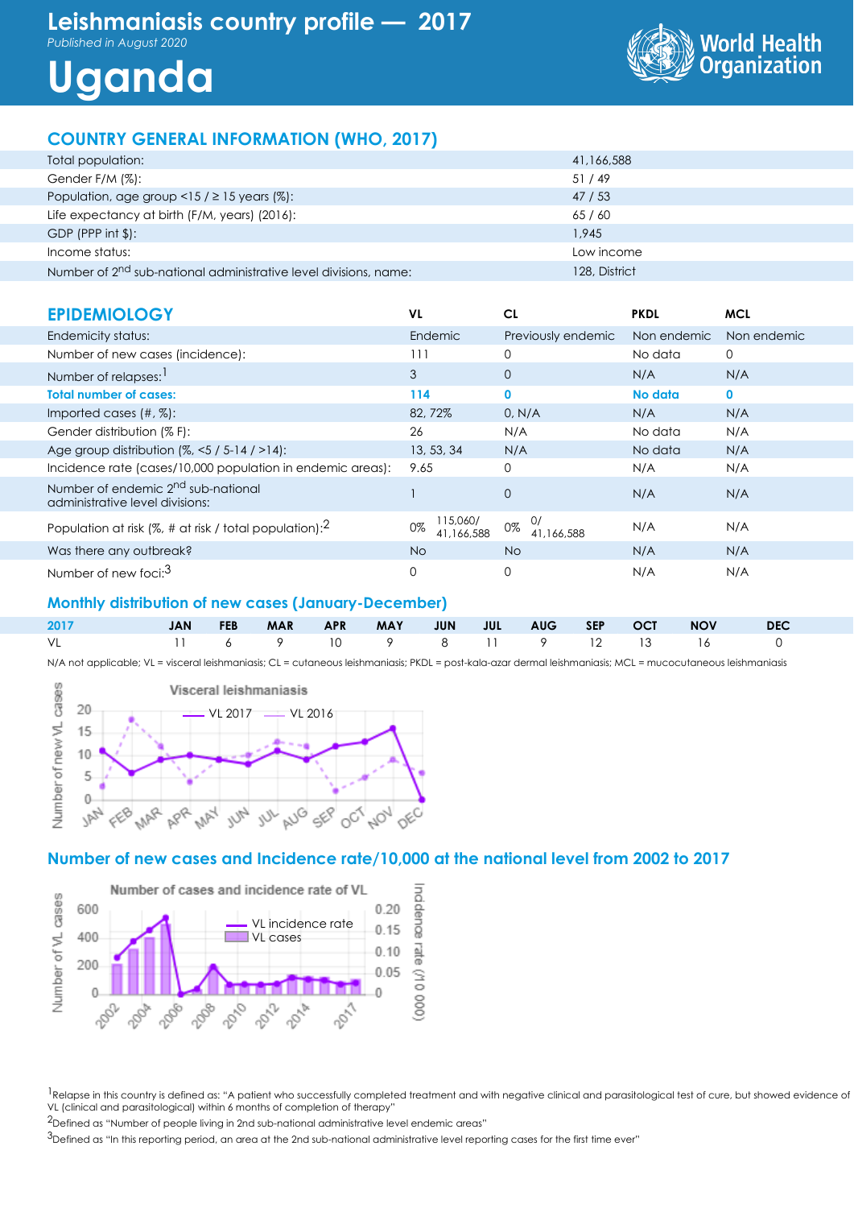# Leishmaniasis country profile — 2017

*Published in August 2020*

# Uganda

## COUNTRY GENERAL INFORMATION (WHO, 2017)

| | |
|---|---|
| Total population: | 41,166,588 |
| Gender F/M (%): | 51 / 49 |
| Population, age group <15 / ≥ 15 years (%): | 47 / 53 |
| Life expectancy at birth (F/M, years) (2016): | 65 / 60 |
| GDP (PPP int $): | 1,945 |
| Income status: | Low income |
| Number of 2nd sub-national administrative level divisions, name: | 128, District |

## EPIDEMIOLOGY

| | VL | CL | PKDL | MCL |
|---|---|---|---|---|
| Endemicity status: | Endemic | Previously endemic | Non endemic | Non endemic |
| Number of new cases (incidence): | 111 | 0 | No data | 0 |
| Number of relapses:[1] | 3 | 0 | N/A | N/A |
| **Total number of cases:** | **114** | **0** | **No data** | **0** |
| Imported cases (#, %): | 82, 72% | 0, N/A | N/A | N/A |
| Gender distribution (% F): | 26 | N/A | No data | N/A |
| Age group distribution (%, <5 / 5-14 / >14): | 13, 53, 34 | N/A | No data | N/A |
| Incidence rate (cases/10,000 population in endemic areas): | 9.65 | 0 | N/A | N/A |
| Number of endemic 2nd sub-national administrative level divisions: | 1 | 0 | N/A | N/A |
| Population at risk (%, # at risk / total population):[2] | 0% 115,060/ 41,166,588 | 0% 0/ 41,166,588 | N/A | N/A |
| Was there any outbreak? | No | No | N/A | N/A |
| Number of new foci:[3] | 0 | 0 | N/A | N/A |

### Monthly distribution of new cases (January-December)

| 2017 | JAN | FEB | MAR | APR | MAY | JUN | JUL | AUG | SEP | OCT | NOV | DEC |
|---|---|---|---|---|---|---|---|---|---|---|---|---|
| VL | 11 | 6 | 9 | 10 | 9 | 8 | 11 | 9 | 12 | 13 | 16 | 0 |

N/A not applicable; VL = visceral leishmaniasis; CL = cutaneous leishmaniasis; PKDL = post-kala-azar dermal leishmaniasis; MCL = mucocutaneous leishmaniasis

### Number of new cases and Incidence rate/10,000 at the national level from 2002 to 2017

[1]Relapse in this country is defined as: "A patient who successfully completed treatment and with negative clinical and parasitological test of cure, but showed evidence of VL (clinical and parasitological) within 6 months of completion of therapy"

[2]Defined as "Number of people living in 2nd sub-national administrative level endemic areas"

[3]Defined as "In this reporting period, an area at the 2nd sub-national administrative level reporting cases for the first time ever"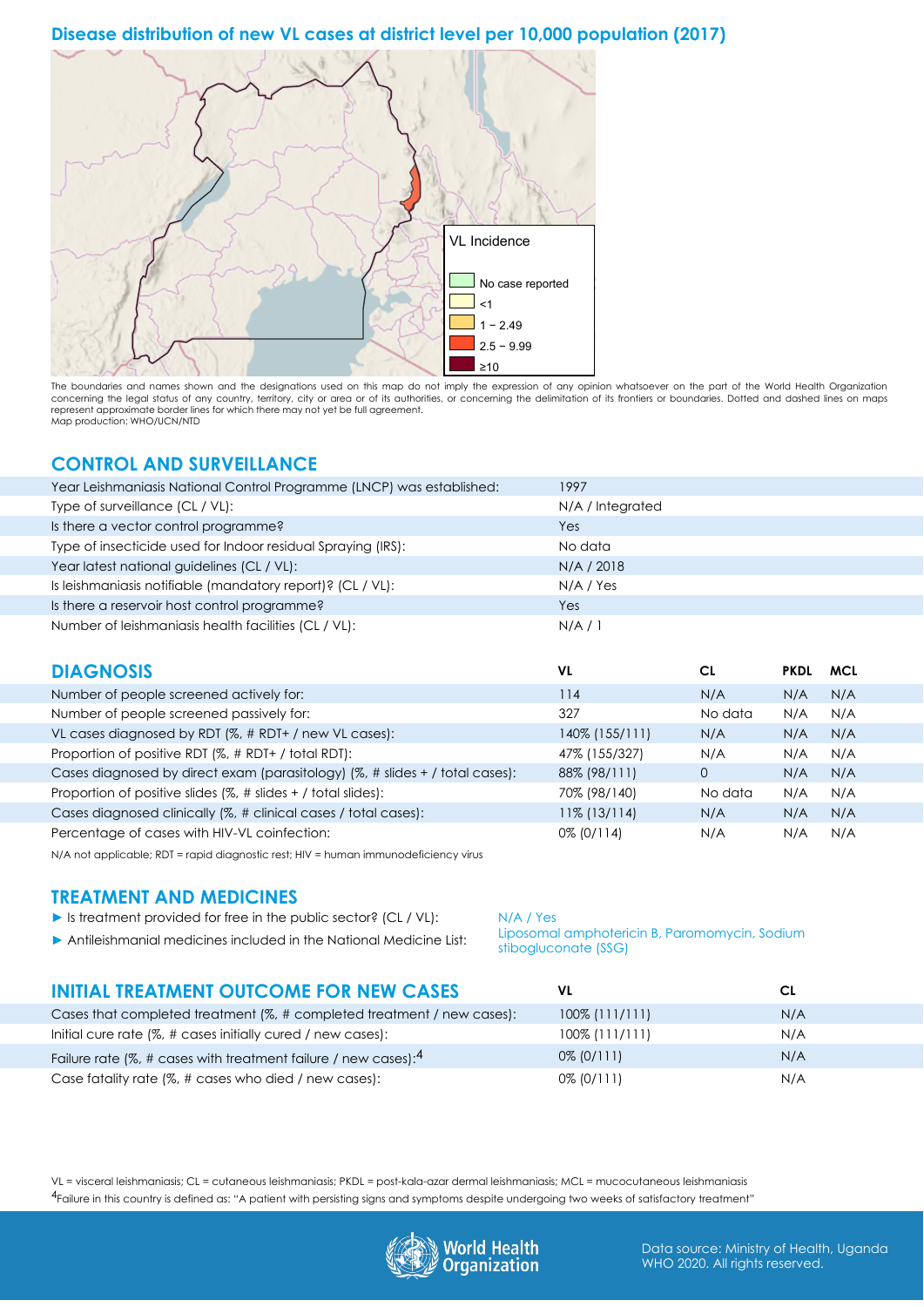## Disease distribution of new VL cases at district level per 10,000 population (2017)

VL Incidence

No case reported

<1

1 − 2.49

2.5 − 9.99

≥10

The boundaries and names shown and the designations used on this map do not imply the expression of any opinion whatsoever on the part of the World Health Organization concerning the legal status of any country, territory, city or area or of its authorities, or concerning the delimitation of its frontiers or boundaries. Dotted and dashed lines on maps represent approximate border lines for which there may not yet be full agreement.
Map production: WHO/UCN/NTD

## CONTROL AND SURVEILLANCE

| | |
|---|---|
| Year Leishmaniasis National Control Programme (LNCP) was established: | 1997 |
| Type of surveillance (CL / VL): | N/A / Integrated |
| Is there a vector control programme? | Yes |
| Type of insecticide used for Indoor residual Spraying (IRS): | No data |
| Year latest national guidelines (CL / VL): | N/A / 2018 |
| Is leishmaniasis notifiable (mandatory report)? (CL / VL): | N/A / Yes |
| Is there a reservoir host control programme? | Yes |
| Number of leishmaniasis health facilities (CL / VL): | N/A / 1 |

## DIAGNOSIS

| | VL | CL | PKDL | MCL |
|---|---|---|---|---|
| Number of people screened actively for: | 114 | N/A | N/A | N/A |
| Number of people screened passively for: | 327 | No data | N/A | N/A |
| VL cases diagnosed by RDT (%, # RDT+ / new VL cases): | 140% (155/111) | N/A | N/A | N/A |
| Proportion of positive RDT (%, # RDT+ / total RDT): | 47% (155/327) | N/A | N/A | N/A |
| Cases diagnosed by direct exam (parasitology) (%, # slides + / total cases): | 88% (98/111) | 0 | N/A | N/A |
| Proportion of positive slides (%, # slides + / total slides): | 70% (98/140) | No data | N/A | N/A |
| Cases diagnosed clinically (%, # clinical cases / total cases): | 11% (13/114) | N/A | N/A | N/A |
| Percentage of cases with HIV-VL coinfection: | 0% (0/114) | N/A | N/A | N/A |

N/A not applicable; RDT = rapid diagnostic rest; HIV = human immunodeficiency virus

## TREATMENT AND MEDICINES

- ► Is treatment provided for free in the public sector? (CL / VL): N/A / Yes
- ► Antileishmanial medicines included in the National Medicine List: Liposomal amphotericin B, Paromomycin, Sodium stibogluconate (SSG)

## INITIAL TREATMENT OUTCOME FOR NEW CASES

| | VL | CL |
|---|---|---|
| Cases that completed treatment (%, # completed treatment / new cases): | 100% (111/111) | N/A |
| Initial cure rate (%, # cases initially cured / new cases): | 100% (111/111) | N/A |
| Failure rate (%, # cases with treatment failure / new cases):[4] | 0% (0/111) | N/A |
| Case fatality rate (%, # cases who died / new cases): | 0% (0/111) | N/A |

VL = visceral leishmaniasis; CL = cutaneous leishmaniasis; PKDL = post-kala-azar dermal leishmaniasis; MCL = mucocutaneous leishmaniasis

[4]Failure in this country is defined as: "A patient with persisting signs and symptoms despite undergoing two weeks of satisfactory treatment"

World Health Organization

Data source: Ministry of Health, Uganda
WHO 2020. All rights reserved.